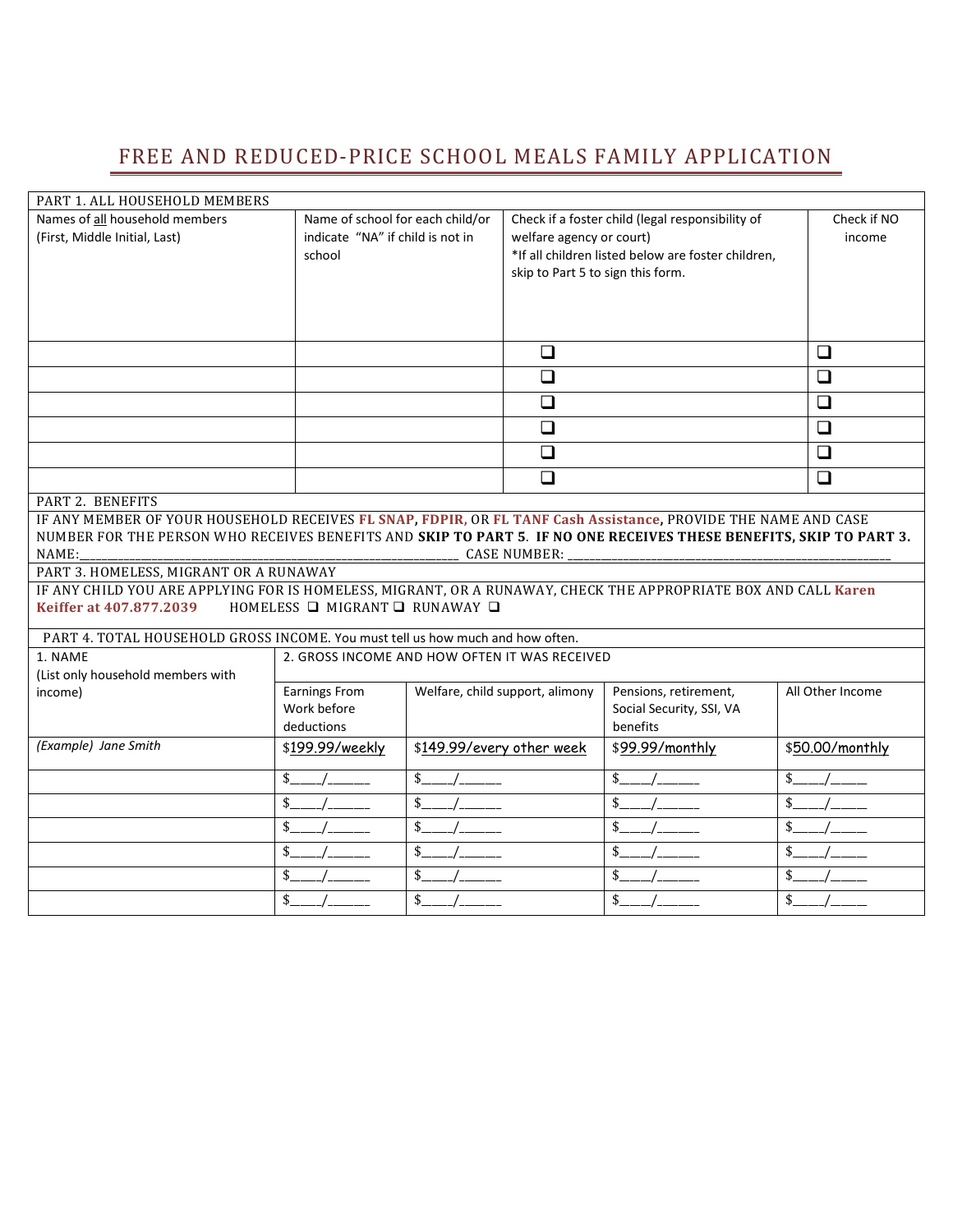# FREE AND REDUCED-PRICE SCHOOL MEALS FAMILY APPLICATION

**PART 1. ALL HOUSEHOLD MEMBERS**

| Names of all household members (First, Middle Initial, Last) | Name of school for each child/or indicate "NA" if child is not in school | Check if a foster child (legal responsibility of welfare agency or court) *If all children listed below are foster children, skip to Part 5 to sign this form. | Check if NO income |
|---|---|---|---|
| | | ❑ | ❑ |
| | | ❑ | ❑ |
| | | ❑ | ❑ |
| | | ❑ | ❑ |
| | | ❑ | ❑ |
| | | ❑ | ❑ |

**PART 2. BENEFITS**

IF ANY MEMBER OF YOUR HOUSEHOLD RECEIVES **FL SNAP**, **FDPIR**, OR **FL TANF Cash Assistance**, PROVIDE THE NAME AND CASE NUMBER FOR THE PERSON WHO RECEIVES BENEFITS AND **SKIP TO PART 5**. **IF NO ONE RECEIVES THESE BENEFITS, SKIP TO PART 3.**

NAME:______________________________________________ CASE NUMBER: ______________________________________________

**PART 3. HOMELESS, MIGRANT OR A RUNAWAY**

IF ANY CHILD YOU ARE APPLYING FOR IS HOMELESS, MIGRANT, OR A RUNAWAY, CHECK THE APPROPRIATE BOX AND CALL **Karen Keiffer at 407.877.2039** HOMELESS ❑ MIGRANT ❑ RUNAWAY ❑

**PART 4. TOTAL HOUSEHOLD GROSS INCOME.** You must tell us how much and how often.

| 1. NAME (List only household members with income) | 2. GROSS INCOME AND HOW OFTEN IT WAS RECEIVED | | | |
|---|---|---|---|---|
| | Earnings From Work before deductions | Welfare, child support, alimony | Pensions, retirement, Social Security, SSI, VA benefits | All Other Income |
| *(Example) Jane Smith* | $199.99/weekly | $149.99/every other week | $99.99/monthly | $50.00/monthly |
| | $____/_____ | $____/_____ | $____/_____ | $____/_____ |
| | $____/_____ | $____/_____ | $____/_____ | $____/_____ |
| | $____/_____ | $____/_____ | $____/_____ | $____/_____ |
| | $____/_____ | $____/_____ | $____/_____ | $____/_____ |
| | $____/_____ | $____/_____ | $____/_____ | $____/_____ |
| | $____/_____ | $____/_____ | $____/_____ | $____/_____ |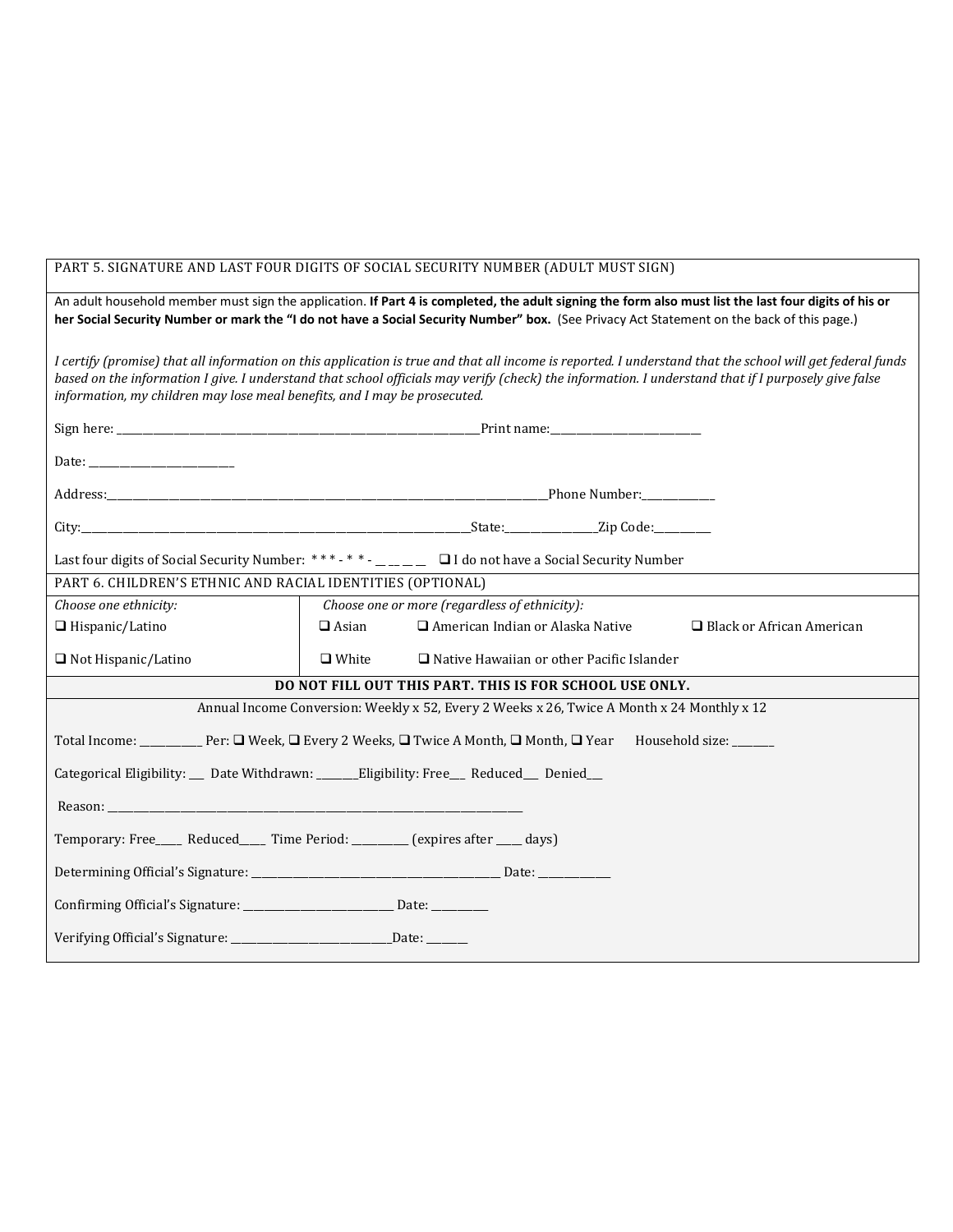## PART 5. SIGNATURE AND LAST FOUR DIGITS OF SOCIAL SECURITY NUMBER (ADULT MUST SIGN)

An adult household member must sign the application. **If Part 4 is completed, the adult signing the form also must list the last four digits of his or her Social Security Number or mark the "I do not have a Social Security Number" box.** (See Privacy Act Statement on the back of this page.)

*I certify (promise) that all information on this application is true and that all income is reported. I understand that the school will get federal funds based on the information I give. I understand that school officials may verify (check) the information. I understand that if I purposely give false information, my children may lose meal benefits, and I may be prosecuted.*

Sign here: ______________________________________________ Print name: ____________________________

Date: ___________________________

Address: ________________________________________________________________ Phone Number: _____________

City: __________________________________________________________ State: ________________ Zip Code: __________

Last four digits of Social Security Number: * * * - * * - __ __ __ __ ❑ I do not have a Social Security Number

## PART 6. CHILDREN'S ETHNIC AND RACIAL IDENTITIES (OPTIONAL)

| *Choose one ethnicity:* | *Choose one or more (regardless of ethnicity):* | | |
|---|---|---|---|
| ❑ Hispanic/Latino | ❑ Asian | ❑ American Indian or Alaska Native | ❑ Black or African American |
| ❑ Not Hispanic/Latino | ❑ White | ❑ Native Hawaiian or other Pacific Islander | |

**DO NOT FILL OUT THIS PART. THIS IS FOR SCHOOL USE ONLY.**

Annual Income Conversion: Weekly x 52, Every 2 Weeks x 26, Twice A Month x 24 Monthly x 12

Total Income: ___________ Per: ❑ Week, ❑ Every 2 Weeks, ❑ Twice A Month, ❑ Month, ❑ Year Household size: _______

Categorical Eligibility: ___ Date Withdrawn: _______ Eligibility: Free___ Reduced___ Denied___

Reason: ________________________________________________________________________

Temporary: Free____ Reduced____ Time Period: _________ (expires after ____ days)

Determining Official's Signature: ______________________________________________ Date: _____________

Confirming Official's Signature: ___________________________ Date: __________

Verifying Official's Signature: _____________________________ Date: _______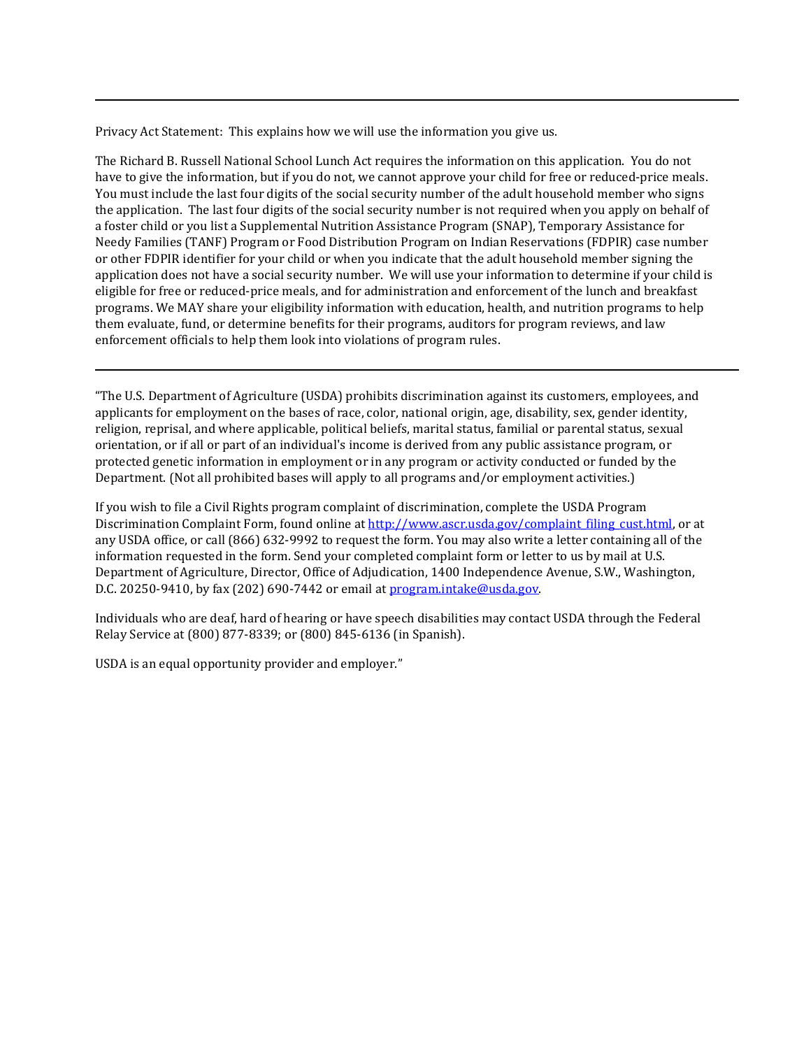---

Privacy Act Statement: This explains how we will use the information you give us.

The Richard B. Russell National School Lunch Act requires the information on this application. You do not have to give the information, but if you do not, we cannot approve your child for free or reduced-price meals. You must include the last four digits of the social security number of the adult household member who signs the application. The last four digits of the social security number is not required when you apply on behalf of a foster child or you list a Supplemental Nutrition Assistance Program (SNAP), Temporary Assistance for Needy Families (TANF) Program or Food Distribution Program on Indian Reservations (FDPIR) case number or other FDPIR identifier for your child or when you indicate that the adult household member signing the application does not have a social security number. We will use your information to determine if your child is eligible for free or reduced-price meals, and for administration and enforcement of the lunch and breakfast programs. We MAY share your eligibility information with education, health, and nutrition programs to help them evaluate, fund, or determine benefits for their programs, auditors for program reviews, and law enforcement officials to help them look into violations of program rules.

---

"The U.S. Department of Agriculture (USDA) prohibits discrimination against its customers, employees, and applicants for employment on the bases of race, color, national origin, age, disability, sex, gender identity, religion, reprisal, and where applicable, political beliefs, marital status, familial or parental status, sexual orientation, or if all or part of an individual's income is derived from any public assistance program, or protected genetic information in employment or in any program or activity conducted or funded by the Department. (Not all prohibited bases will apply to all programs and/or employment activities.)

If you wish to file a Civil Rights program complaint of discrimination, complete the USDA Program Discrimination Complaint Form, found online at [http://www.ascr.usda.gov/complaint_filing_cust.html](http://www.ascr.usda.gov/complaint_filing_cust.html), or at any USDA office, or call (866) 632-9992 to request the form. You may also write a letter containing all of the information requested in the form. Send your completed complaint form or letter to us by mail at U.S. Department of Agriculture, Director, Office of Adjudication, 1400 Independence Avenue, S.W., Washington, D.C. 20250-9410, by fax (202) 690-7442 or email at [program.intake@usda.gov](mailto:program.intake@usda.gov).

Individuals who are deaf, hard of hearing or have speech disabilities may contact USDA through the Federal Relay Service at (800) 877-8339; or (800) 845-6136 (in Spanish).

USDA is an equal opportunity provider and employer."